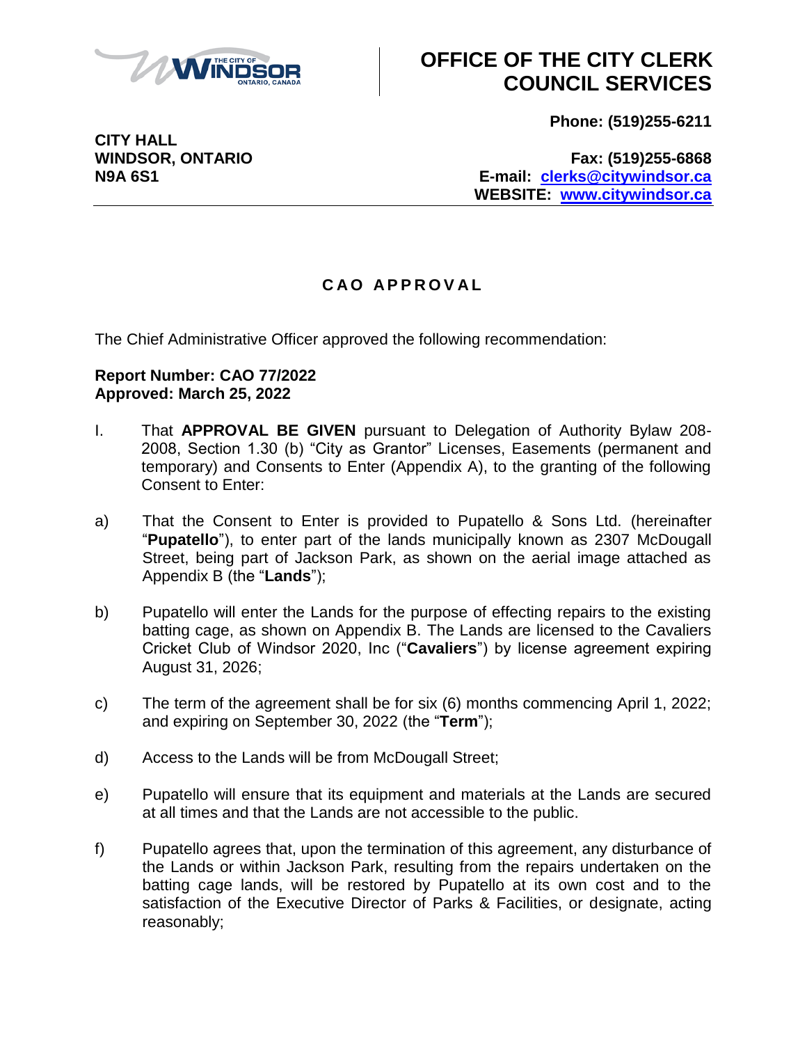# OFFICE OF THE CITY CLERK COUNCIL SERVICES

**CITY HALL**
**WINDSOR, ONTARIO**
**N9A 6S1**

**Phone: (519)255-6211**
**Fax: (519)255-6868**
**E-mail: clerks@citywindsor.ca**
**WEBSITE: www.citywindsor.ca**

## CAO APPROVAL

The Chief Administrative Officer approved the following recommendation:

**Report Number: CAO 77/2022**
**Approved: March 25, 2022**

I. That **APPROVAL BE GIVEN** pursuant to Delegation of Authority Bylaw 208-2008, Section 1.30 (b) "City as Grantor" Licenses, Easements (permanent and temporary) and Consents to Enter (Appendix A), to the granting of the following Consent to Enter:

a) That the Consent to Enter is provided to Pupatello & Sons Ltd. (hereinafter "**Pupatello**"), to enter part of the lands municipally known as 2307 McDougall Street, being part of Jackson Park, as shown on the aerial image attached as Appendix B (the "**Lands**");

b) Pupatello will enter the Lands for the purpose of effecting repairs to the existing batting cage, as shown on Appendix B. The Lands are licensed to the Cavaliers Cricket Club of Windsor 2020, Inc ("**Cavaliers**") by license agreement expiring August 31, 2026;

c) The term of the agreement shall be for six (6) months commencing April 1, 2022; and expiring on September 30, 2022 (the "**Term**");

d) Access to the Lands will be from McDougall Street;

e) Pupatello will ensure that its equipment and materials at the Lands are secured at all times and that the Lands are not accessible to the public.

f) Pupatello agrees that, upon the termination of this agreement, any disturbance of the Lands or within Jackson Park, resulting from the repairs undertaken on the batting cage lands, will be restored by Pupatello at its own cost and to the satisfaction of the Executive Director of Parks & Facilities, or designate, acting reasonably;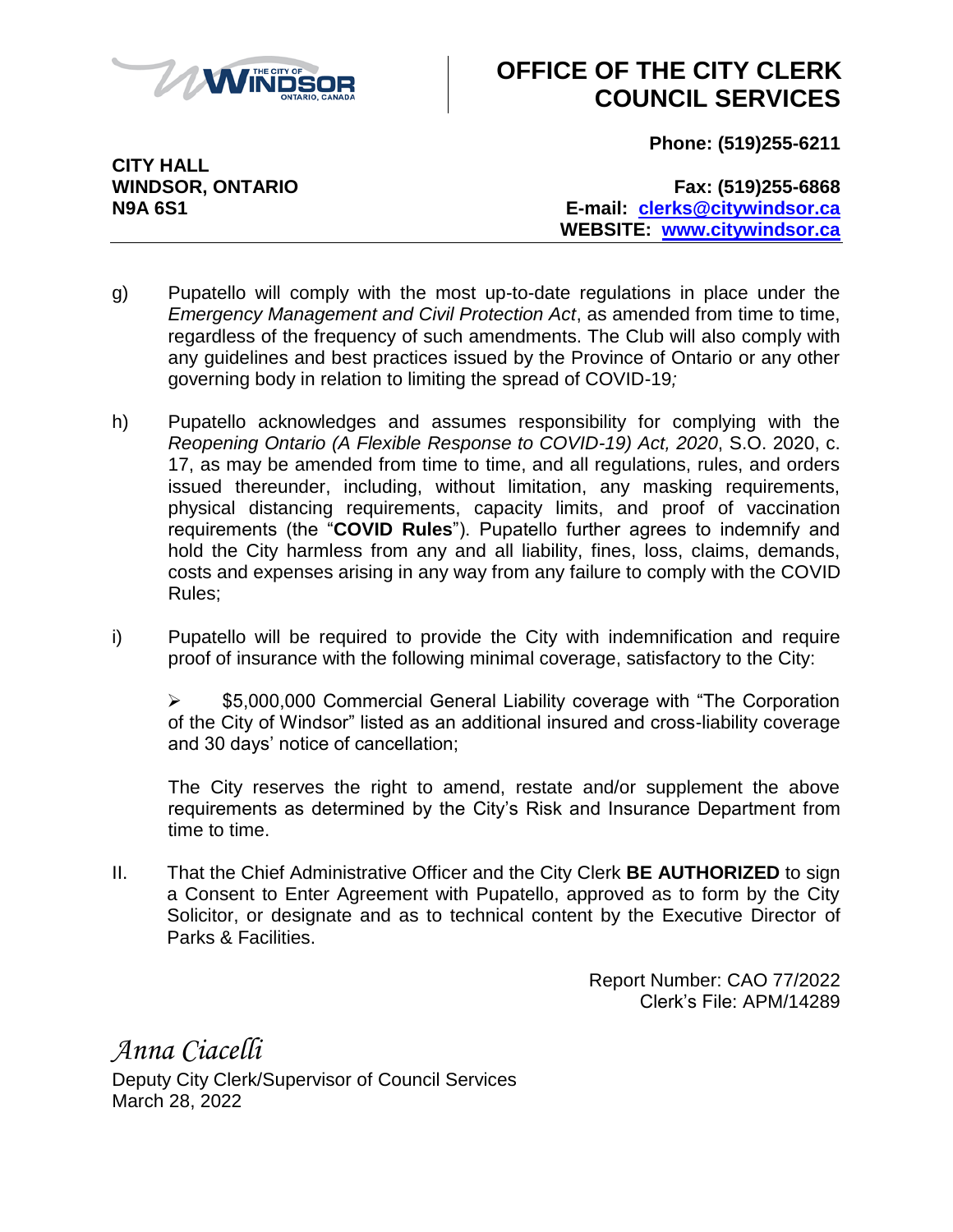g) Pupatello will comply with the most up-to-date regulations in place under the *Emergency Management and Civil Protection Act*, as amended from time to time, regardless of the frequency of such amendments. The Club will also comply with any guidelines and best practices issued by the Province of Ontario or any other governing body in relation to limiting the spread of COVID-19*;*

h) Pupatello acknowledges and assumes responsibility for complying with the *Reopening Ontario (A Flexible Response to COVID-19) Act, 2020*, S.O. 2020, c. 17, as may be amended from time to time, and all regulations, rules, and orders issued thereunder, including, without limitation, any masking requirements, physical distancing requirements, capacity limits, and proof of vaccination requirements (the "**COVID Rules**"). Pupatello further agrees to indemnify and hold the City harmless from any and all liability, fines, loss, claims, demands, costs and expenses arising in any way from any failure to comply with the COVID Rules;

i) Pupatello will be required to provide the City with indemnification and require proof of insurance with the following minimal coverage, satisfactory to the City:

   - $5,000,000 Commercial General Liability coverage with "The Corporation of the City of Windsor" listed as an additional insured and cross-liability coverage and 30 days' notice of cancellation;

   The City reserves the right to amend, restate and/or supplement the above requirements as determined by the City's Risk and Insurance Department from time to time.

II. That the Chief Administrative Officer and the City Clerk **BE AUTHORIZED** to sign a Consent to Enter Agreement with Pupatello, approved as to form by the City Solicitor, or designate and as to technical content by the Executive Director of Parks & Facilities.

Report Number: CAO 77/2022
Clerk's File: APM/14289

*Anna Ciacelli*
Deputy City Clerk/Supervisor of Council Services
March 28, 2022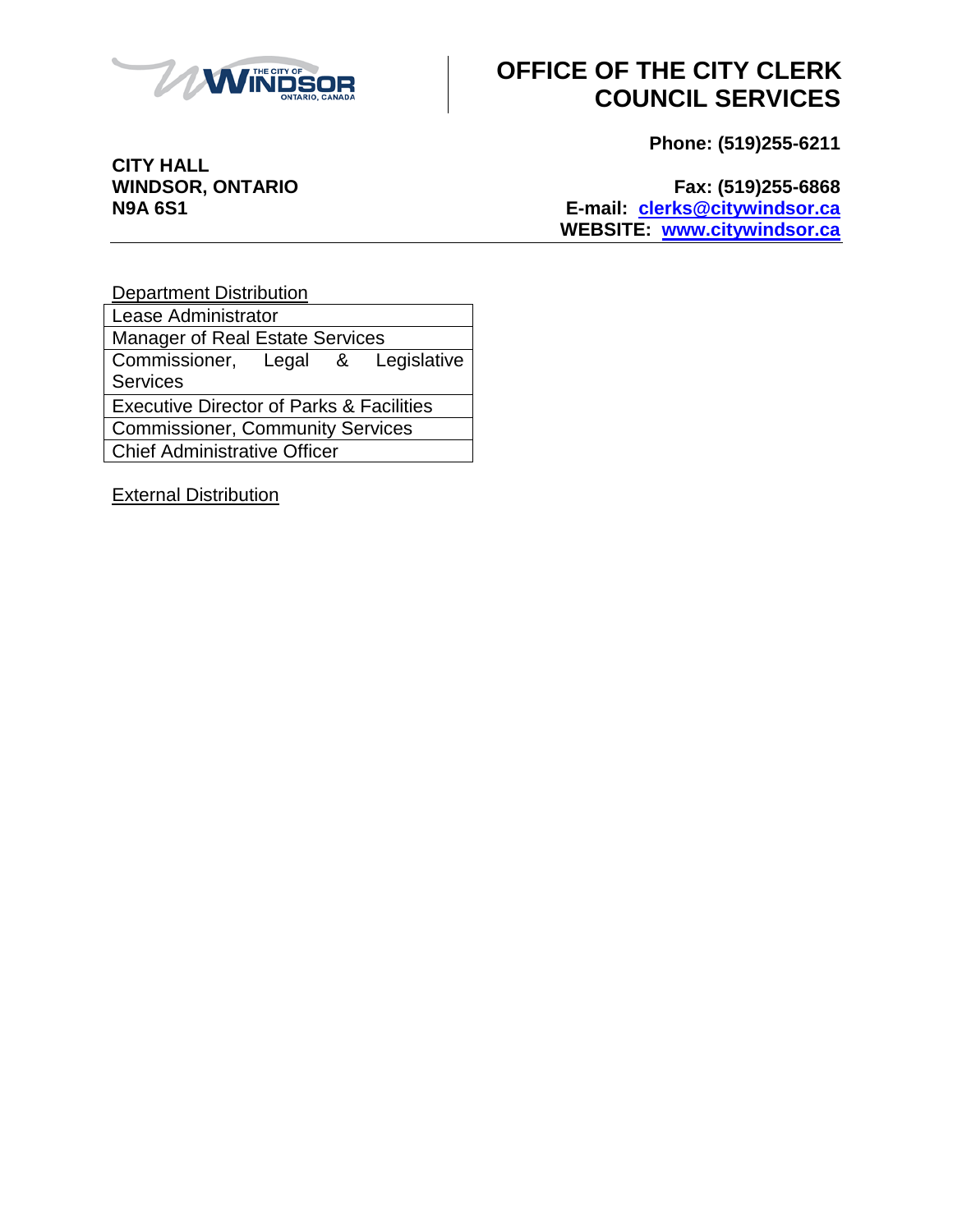# OFFICE OF THE CITY CLERK
# COUNCIL SERVICES

**CITY HALL**
**WINDSOR, ONTARIO**
**N9A 6S1**

**Phone: (519)255-6211**

**Fax: (519)255-6868**
**E-mail: clerks@citywindsor.ca**
**WEBSITE: www.citywindsor.ca**

---

Department Distribution

| |
|---|
| Lease Administrator |
| Manager of Real Estate Services |
| Commissioner, Legal & Legislative Services |
| Executive Director of Parks & Facilities |
| Commissioner, Community Services |
| Chief Administrative Officer |

External Distribution